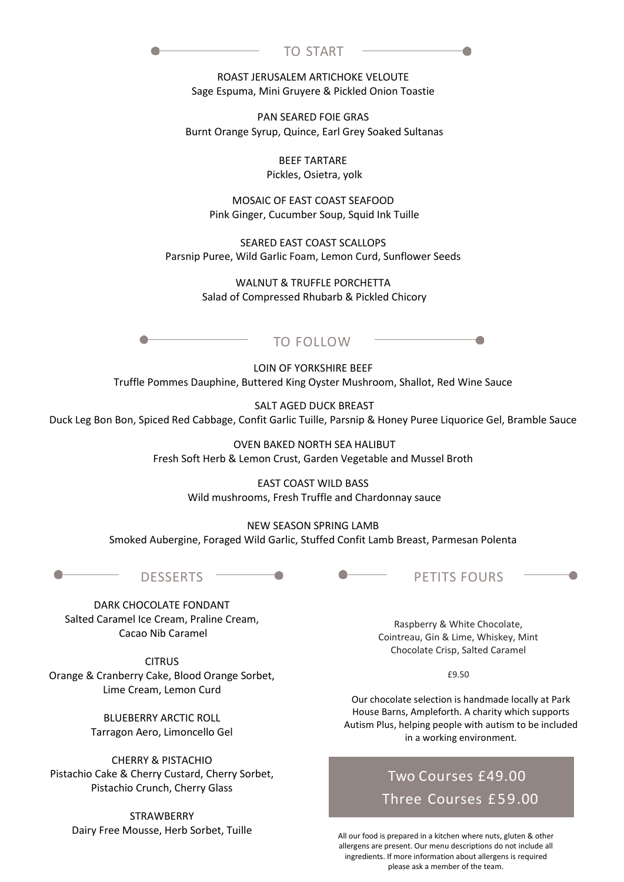## TO START

ROAST JERUSALEM ARTICHOKE VELOUTE
Sage Espuma, Mini Gruyere & Pickled Onion Toastie

PAN SEARED FOIE GRAS
Burnt Orange Syrup, Quince, Earl Grey Soaked Sultanas

BEEF TARTARE
Pickles, Osietra, yolk

MOSAIC OF EAST COAST SEAFOOD
Pink Ginger, Cucumber Soup, Squid Ink Tuille

SEARED EAST COAST SCALLOPS
Parsnip Puree, Wild Garlic Foam, Lemon Curd, Sunflower Seeds

WALNUT & TRUFFLE PORCHETTA
Salad of Compressed Rhubarb & Pickled Chicory

## TO FOLLOW

LOIN OF YORKSHIRE BEEF
Truffle Pommes Dauphine, Buttered King Oyster Mushroom, Shallot, Red Wine Sauce

SALT AGED DUCK BREAST
Duck Leg Bon Bon, Spiced Red Cabbage, Confit Garlic Tuille, Parsnip & Honey Puree Liquorice Gel, Bramble Sauce

OVEN BAKED NORTH SEA HALIBUT
Fresh Soft Herb & Lemon Crust, Garden Vegetable and Mussel Broth

EAST COAST WILD BASS
Wild mushrooms, Fresh Truffle and Chardonnay sauce

NEW SEASON SPRING LAMB
Smoked Aubergine, Foraged Wild Garlic, Stuffed Confit Lamb Breast, Parmesan Polenta

## DESSERTS

DARK CHOCOLATE FONDANT
Salted Caramel Ice Cream, Praline Cream, Cacao Nib Caramel

CITRUS
Orange & Cranberry Cake, Blood Orange Sorbet, Lime Cream, Lemon Curd

BLUEBERRY ARCTIC ROLL
Tarragon Aero, Limoncello Gel

CHERRY & PISTACHIO
Pistachio Cake & Cherry Custard, Cherry Sorbet, Pistachio Crunch, Cherry Glass

STRAWBERRY
Dairy Free Mousse, Herb Sorbet, Tuille

## PETITS FOURS

Raspberry & White Chocolate, Cointreau, Gin & Lime, Whiskey, Mint Chocolate Crisp, Salted Caramel

£9.50

Our chocolate selection is handmade locally at Park House Barns, Ampleforth. A charity which supports Autism Plus, helping people with autism to be included in a working environment.

**Two Courses £49.00**
**Three Courses £59.00**

All our food is prepared in a kitchen where nuts, gluten & other allergens are present. Our menu descriptions do not include all ingredients. If more information about allergens is required please ask a member of the team.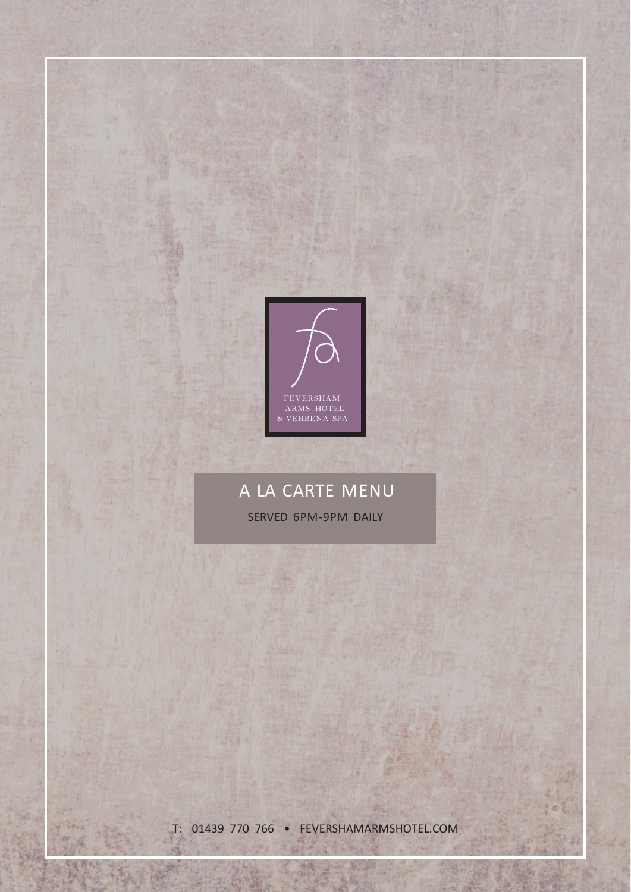FEVERSHAM ARMS HOTEL & VERBENA SPA

# A LA CARTE MENU

SERVED 6PM-9PM DAILY

T: 01439 770 766 • FEVERSHAMARMSHOTEL.COM